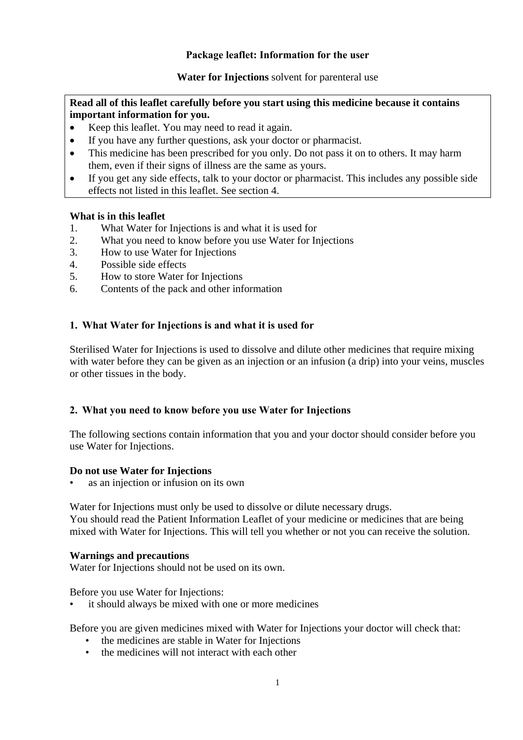**Package leaflet: Information for the user**

**Water for Injections** solvent for parenteral use

**Read all of this leaflet carefully before you start using this medicine because it contains important information for you.**

- Keep this leaflet. You may need to read it again.
- If you have any further questions, ask your doctor or pharmacist.
- This medicine has been prescribed for you only. Do not pass it on to others. It may harm them, even if their signs of illness are the same as yours.
- If you get any side effects, talk to your doctor or pharmacist. This includes any possible side effects not listed in this leaflet. See section 4.

**What is in this leaflet**

1. What Water for Injections is and what it is used for
2. What you need to know before you use Water for Injections
3. How to use Water for Injections
4. Possible side effects
5. How to store Water for Injections
6. Contents of the pack and other information

## 1. What Water for Injections is and what it is used for

Sterilised Water for Injections is used to dissolve and dilute other medicines that require mixing with water before they can be given as an injection or an infusion (a drip) into your veins, muscles or other tissues in the body.

## 2. What you need to know before you use Water for Injections

The following sections contain information that you and your doctor should consider before you use Water for Injections.

**Do not use Water for Injections**

- as an injection or infusion on its own

Water for Injections must only be used to dissolve or dilute necessary drugs.
You should read the Patient Information Leaflet of your medicine or medicines that are being mixed with Water for Injections. This will tell you whether or not you can receive the solution.

**Warnings and precautions**
Water for Injections should not be used on its own.

Before you use Water for Injections:

- it should always be mixed with one or more medicines

Before you are given medicines mixed with Water for Injections your doctor will check that:

- the medicines are stable in Water for Injections
- the medicines will not interact with each other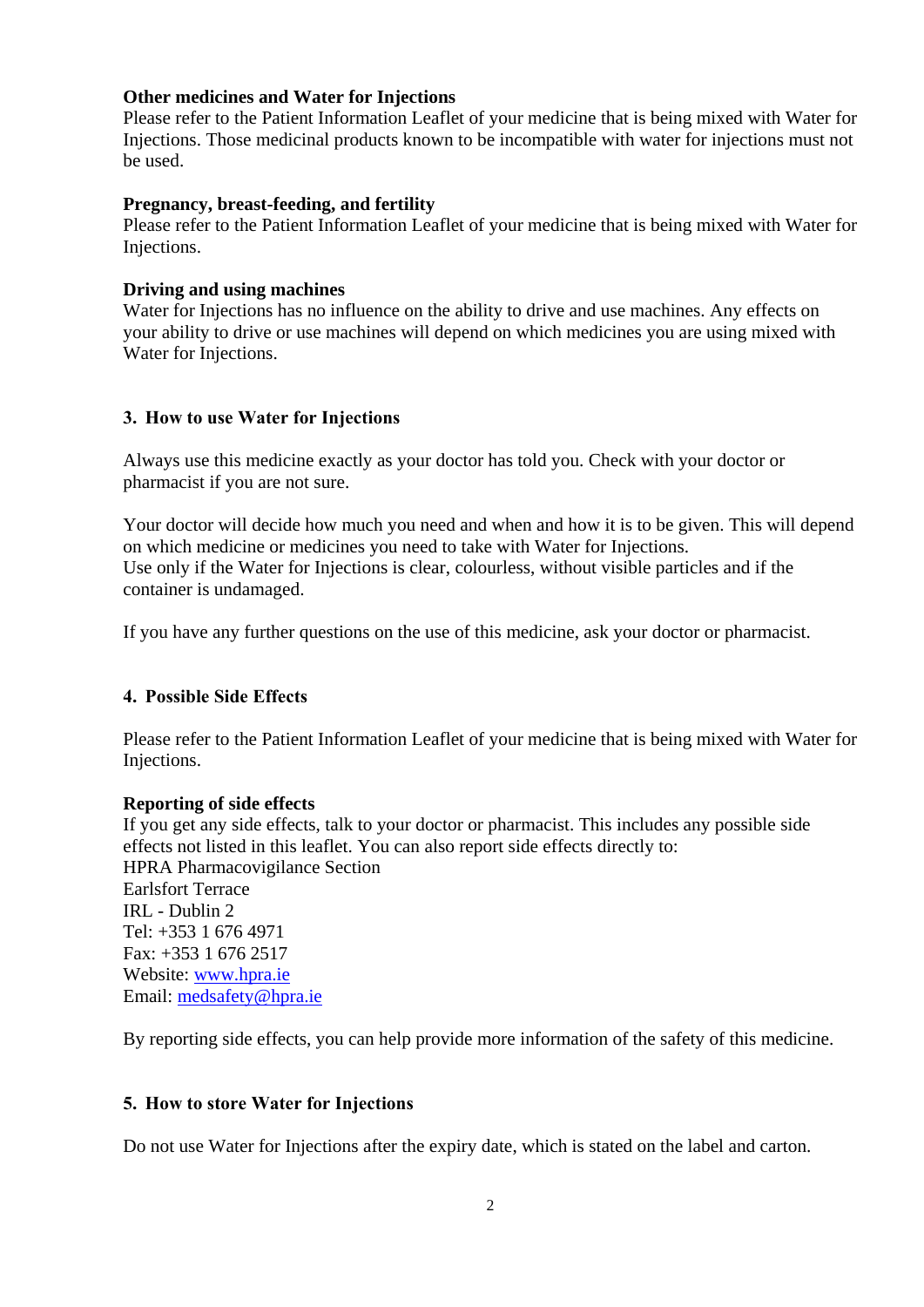**Other medicines and Water for Injections**
Please refer to the Patient Information Leaflet of your medicine that is being mixed with Water for Injections. Those medicinal products known to be incompatible with water for injections must not be used.

**Pregnancy, breast-feeding, and fertility**
Please refer to the Patient Information Leaflet of your medicine that is being mixed with Water for Injections.

**Driving and using machines**
Water for Injections has no influence on the ability to drive and use machines. Any effects on your ability to drive or use machines will depend on which medicines you are using mixed with Water for Injections.

## 3. How to use Water for Injections

Always use this medicine exactly as your doctor has told you. Check with your doctor or pharmacist if you are not sure.

Your doctor will decide how much you need and when and how it is to be given. This will depend on which medicine or medicines you need to take with Water for Injections.
Use only if the Water for Injections is clear, colourless, without visible particles and if the container is undamaged.

If you have any further questions on the use of this medicine, ask your doctor or pharmacist.

## 4. Possible Side Effects

Please refer to the Patient Information Leaflet of your medicine that is being mixed with Water for Injections.

**Reporting of side effects**
If you get any side effects, talk to your doctor or pharmacist. This includes any possible side effects not listed in this leaflet. You can also report side effects directly to:
HPRA Pharmacovigilance Section
Earlsfort Terrace
IRL - Dublin 2
Tel: +353 1 676 4971
Fax: +353 1 676 2517
Website: www.hpra.ie
Email: medsafety@hpra.ie

By reporting side effects, you can help provide more information of the safety of this medicine.

## 5. How to store Water for Injections

Do not use Water for Injections after the expiry date, which is stated on the label and carton.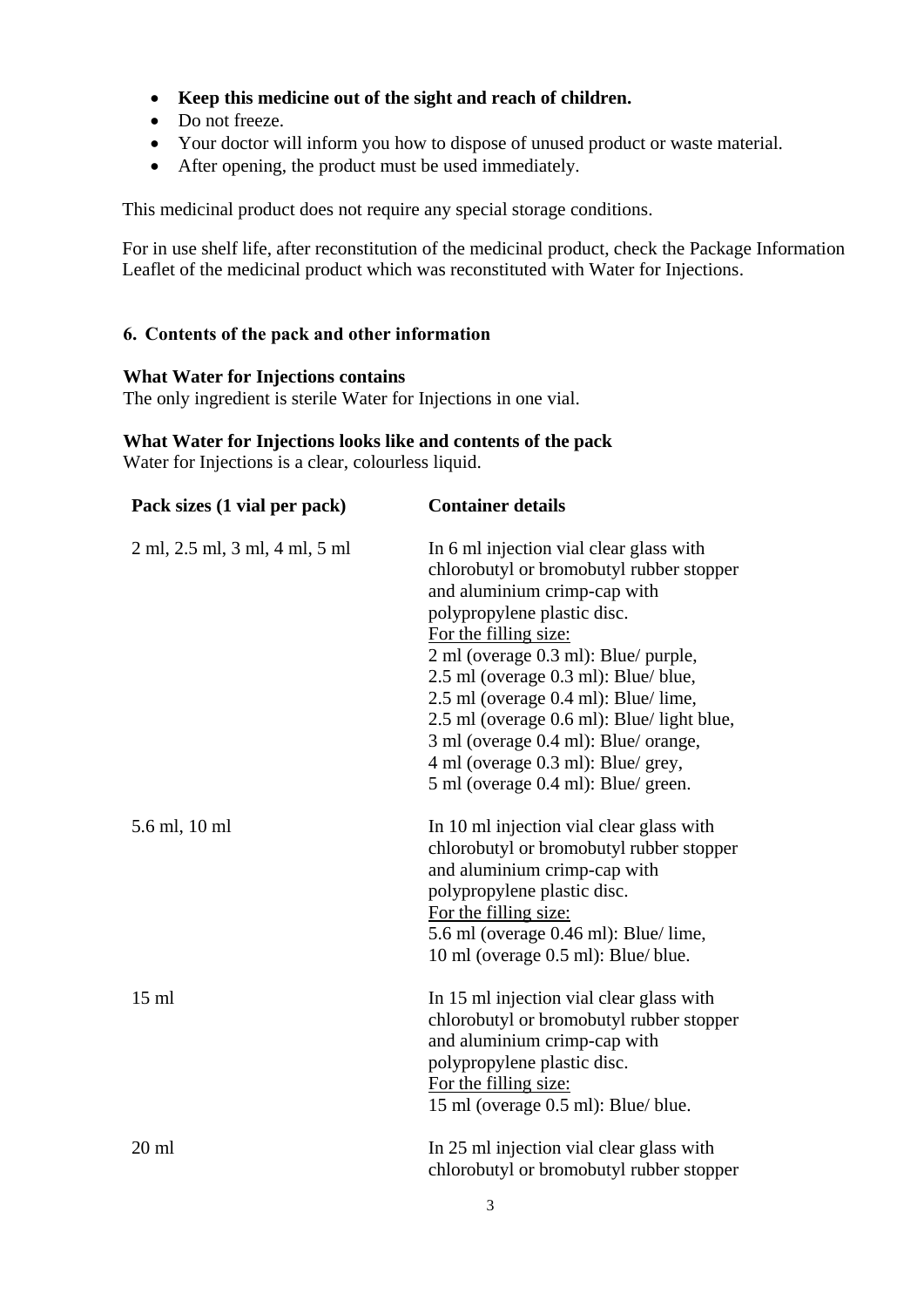- **Keep this medicine out of the sight and reach of children.**
- Do not freeze.
- Your doctor will inform you how to dispose of unused product or waste material.
- After opening, the product must be used immediately.

This medicinal product does not require any special storage conditions.

For in use shelf life, after reconstitution of the medicinal product, check the Package Information Leaflet of the medicinal product which was reconstituted with Water for Injections.

## 6. Contents of the pack and other information

**What Water for Injections contains**

The only ingredient is sterile Water for Injections in one vial.

**What Water for Injections looks like and contents of the pack**

Water for Injections is a clear, colourless liquid.

| **Pack sizes (1 vial per pack)** | **Container details** |
|---|---|
| 2 ml, 2.5 ml, 3 ml, 4 ml, 5 ml | In 6 ml injection vial clear glass with chlorobutyl or bromobutyl rubber stopper and aluminium crimp-cap with polypropylene plastic disc.<br>For the filling size:<br>2 ml (overage 0.3 ml): Blue/ purple,<br>2.5 ml (overage 0.3 ml): Blue/ blue,<br>2.5 ml (overage 0.4 ml): Blue/ lime,<br>2.5 ml (overage 0.6 ml): Blue/ light blue,<br>3 ml (overage 0.4 ml): Blue/ orange,<br>4 ml (overage 0.3 ml): Blue/ grey,<br>5 ml (overage 0.4 ml): Blue/ green. |
| 5.6 ml, 10 ml | In 10 ml injection vial clear glass with chlorobutyl or bromobutyl rubber stopper and aluminium crimp-cap with polypropylene plastic disc.<br>For the filling size:<br>5.6 ml (overage 0.46 ml): Blue/ lime,<br>10 ml (overage 0.5 ml): Blue/ blue. |
| 15 ml | In 15 ml injection vial clear glass with chlorobutyl or bromobutyl rubber stopper and aluminium crimp-cap with polypropylene plastic disc.<br>For the filling size:<br>15 ml (overage 0.5 ml): Blue/ blue. |
| 20 ml | In 25 ml injection vial clear glass with chlorobutyl or bromobutyl rubber stopper |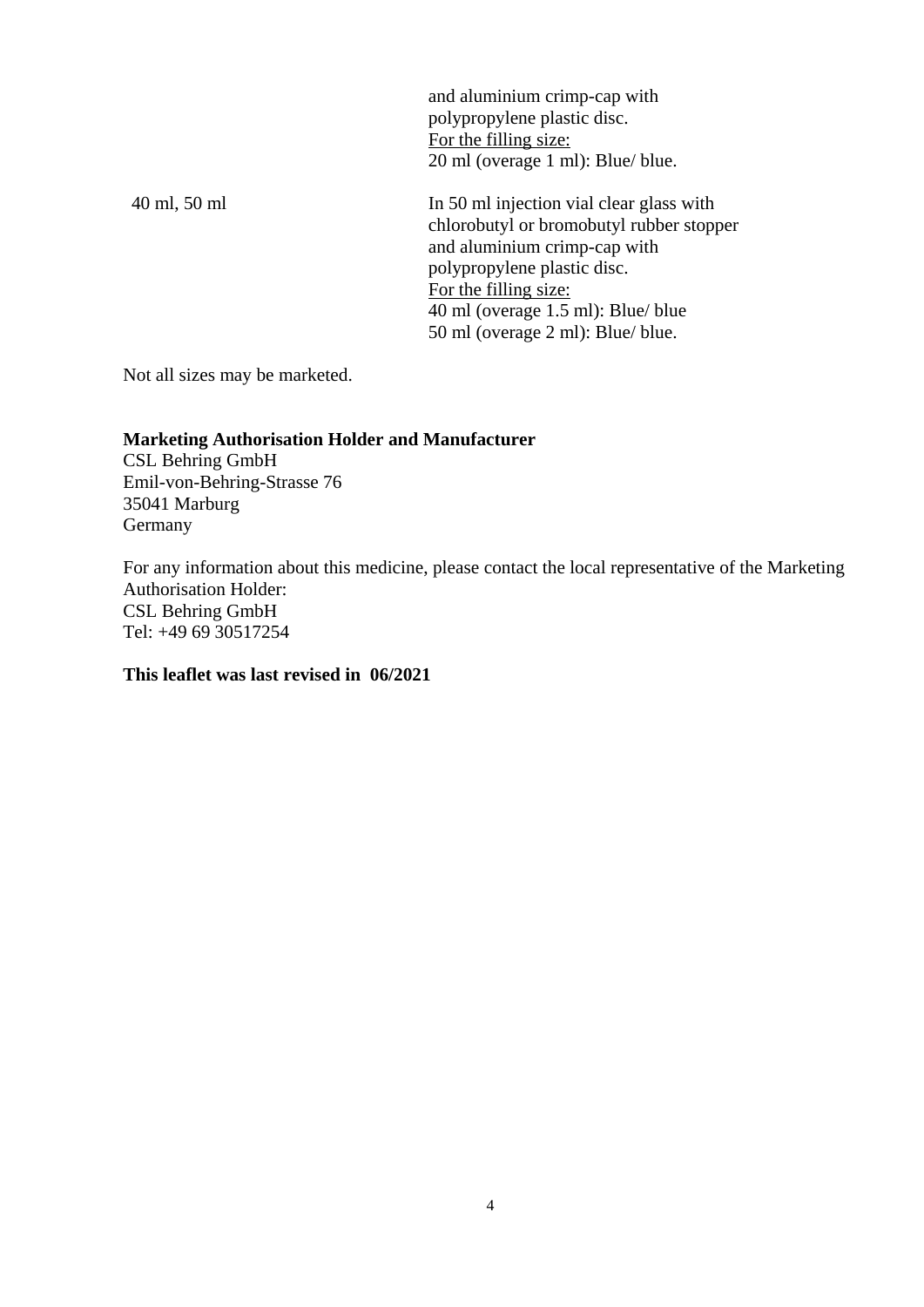| | |
|---|---|
| | and aluminium crimp-cap with polypropylene plastic disc.<br>For the filling size:<br>20 ml (overage 1 ml): Blue/ blue. |
| 40 ml, 50 ml | In 50 ml injection vial clear glass with chlorobutyl or bromobutyl rubber stopper and aluminium crimp-cap with polypropylene plastic disc.<br>For the filling size:<br>40 ml (overage 1.5 ml): Blue/ blue<br>50 ml (overage 2 ml): Blue/ blue. |

Not all sizes may be marketed.

**Marketing Authorisation Holder and Manufacturer**
CSL Behring GmbH
Emil-von-Behring-Strasse 76
35041 Marburg
Germany

For any information about this medicine, please contact the local representative of the Marketing Authorisation Holder:
CSL Behring GmbH
Tel: +49 69 30517254

**This leaflet was last revised in 06/2021**